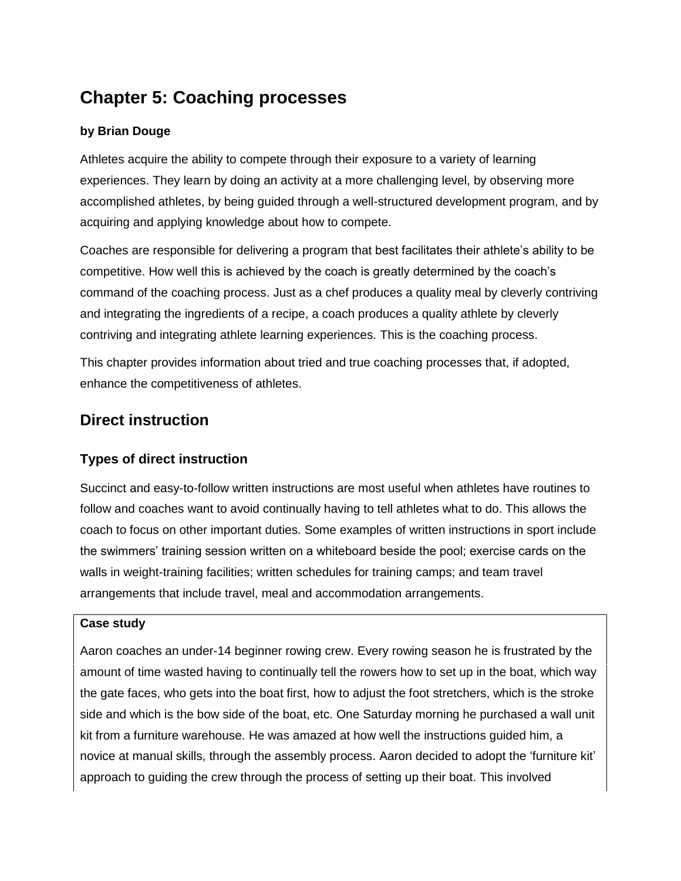# Chapter 5: Coaching processes

**by Brian Douge**

Athletes acquire the ability to compete through their exposure to a variety of learning experiences. They learn by doing an activity at a more challenging level, by observing more accomplished athletes, by being guided through a well-structured development program, and by acquiring and applying knowledge about how to compete.

Coaches are responsible for delivering a program that best facilitates their athlete's ability to be competitive. How well this is achieved by the coach is greatly determined by the coach's command of the coaching process. Just as a chef produces a quality meal by cleverly contriving and integrating the ingredients of a recipe, a coach produces a quality athlete by cleverly contriving and integrating athlete learning experiences. This is the coaching process.

This chapter provides information about tried and true coaching processes that, if adopted, enhance the competitiveness of athletes.

## Direct instruction

### Types of direct instruction

Succinct and easy-to-follow written instructions are most useful when athletes have routines to follow and coaches want to avoid continually having to tell athletes what to do. This allows the coach to focus on other important duties. Some examples of written instructions in sport include the swimmers' training session written on a whiteboard beside the pool; exercise cards on the walls in weight-training facilities; written schedules for training camps; and team travel arrangements that include travel, meal and accommodation arrangements.

**Case study**

Aaron coaches an under-14 beginner rowing crew. Every rowing season he is frustrated by the amount of time wasted having to continually tell the rowers how to set up in the boat, which way the gate faces, who gets into the boat first, how to adjust the foot stretchers, which is the stroke side and which is the bow side of the boat, etc. One Saturday morning he purchased a wall unit kit from a furniture warehouse. He was amazed at how well the instructions guided him, a novice at manual skills, through the assembly process. Aaron decided to adopt the 'furniture kit' approach to guiding the crew through the process of setting up their boat. This involved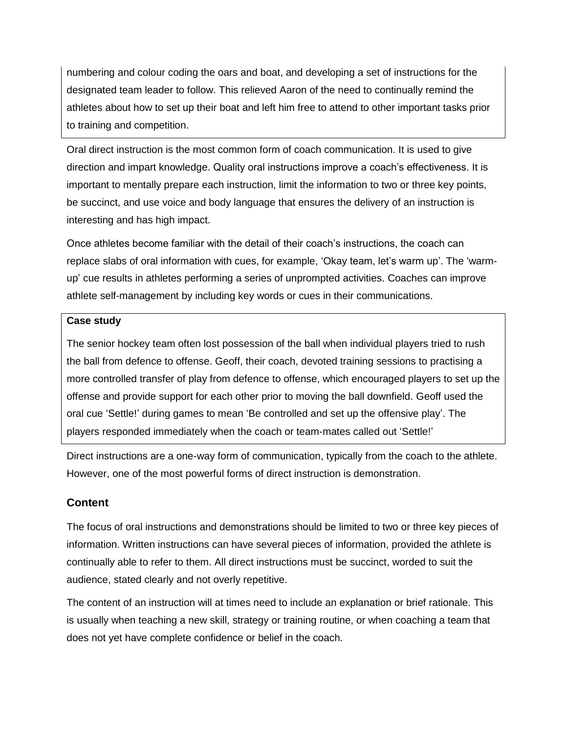numbering and colour coding the oars and boat, and developing a set of instructions for the designated team leader to follow. This relieved Aaron of the need to continually remind the athletes about how to set up their boat and left him free to attend to other important tasks prior to training and competition.

Oral direct instruction is the most common form of coach communication. It is used to give direction and impart knowledge. Quality oral instructions improve a coach's effectiveness. It is important to mentally prepare each instruction, limit the information to two or three key points, be succinct, and use voice and body language that ensures the delivery of an instruction is interesting and has high impact.

Once athletes become familiar with the detail of their coach's instructions, the coach can replace slabs of oral information with cues, for example, 'Okay team, let's warm up'. The 'warm-up' cue results in athletes performing a series of unprompted activities. Coaches can improve athlete self-management by including key words or cues in their communications.

**Case study**

The senior hockey team often lost possession of the ball when individual players tried to rush the ball from defence to offense. Geoff, their coach, devoted training sessions to practising a more controlled transfer of play from defence to offense, which encouraged players to set up the offense and provide support for each other prior to moving the ball downfield. Geoff used the oral cue 'Settle!' during games to mean 'Be controlled and set up the offensive play'. The players responded immediately when the coach or team-mates called out 'Settle!'

Direct instructions are a one-way form of communication, typically from the coach to the athlete. However, one of the most powerful forms of direct instruction is demonstration.

## Content

The focus of oral instructions and demonstrations should be limited to two or three key pieces of information. Written instructions can have several pieces of information, provided the athlete is continually able to refer to them. All direct instructions must be succinct, worded to suit the audience, stated clearly and not overly repetitive.

The content of an instruction will at times need to include an explanation or brief rationale. This is usually when teaching a new skill, strategy or training routine, or when coaching a team that does not yet have complete confidence or belief in the coach.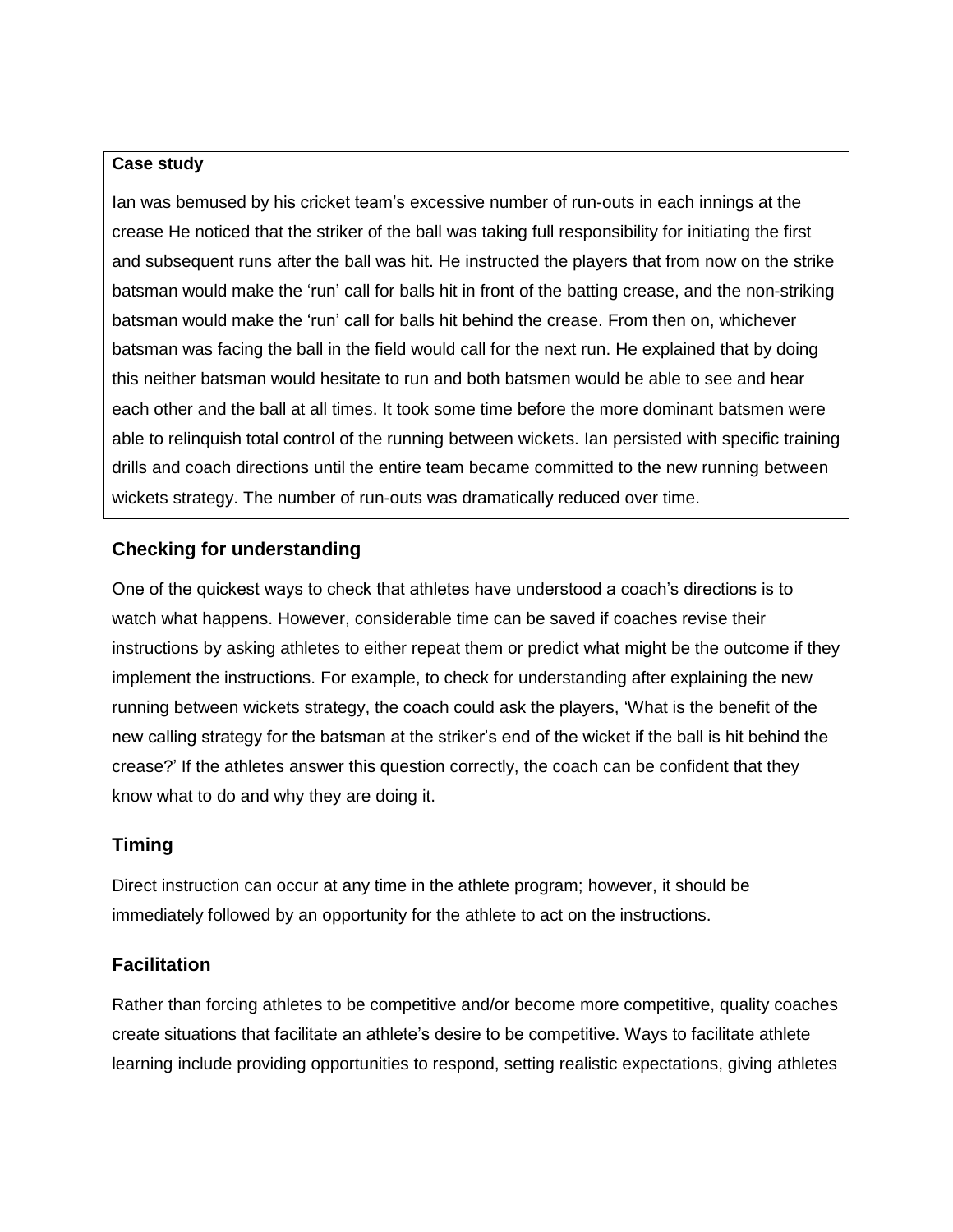**Case study**

Ian was bemused by his cricket team's excessive number of run-outs in each innings at the crease He noticed that the striker of the ball was taking full responsibility for initiating the first and subsequent runs after the ball was hit. He instructed the players that from now on the strike batsman would make the 'run' call for balls hit in front of the batting crease, and the non-striking batsman would make the 'run' call for balls hit behind the crease. From then on, whichever batsman was facing the ball in the field would call for the next run. He explained that by doing this neither batsman would hesitate to run and both batsmen would be able to see and hear each other and the ball at all times. It took some time before the more dominant batsmen were able to relinquish total control of the running between wickets. Ian persisted with specific training drills and coach directions until the entire team became committed to the new running between wickets strategy. The number of run-outs was dramatically reduced over time.

## Checking for understanding

One of the quickest ways to check that athletes have understood a coach's directions is to watch what happens. However, considerable time can be saved if coaches revise their instructions by asking athletes to either repeat them or predict what might be the outcome if they implement the instructions. For example, to check for understanding after explaining the new running between wickets strategy, the coach could ask the players, 'What is the benefit of the new calling strategy for the batsman at the striker's end of the wicket if the ball is hit behind the crease?' If the athletes answer this question correctly, the coach can be confident that they know what to do and why they are doing it.

## Timing

Direct instruction can occur at any time in the athlete program; however, it should be immediately followed by an opportunity for the athlete to act on the instructions.

## Facilitation

Rather than forcing athletes to be competitive and/or become more competitive, quality coaches create situations that facilitate an athlete's desire to be competitive. Ways to facilitate athlete learning include providing opportunities to respond, setting realistic expectations, giving athletes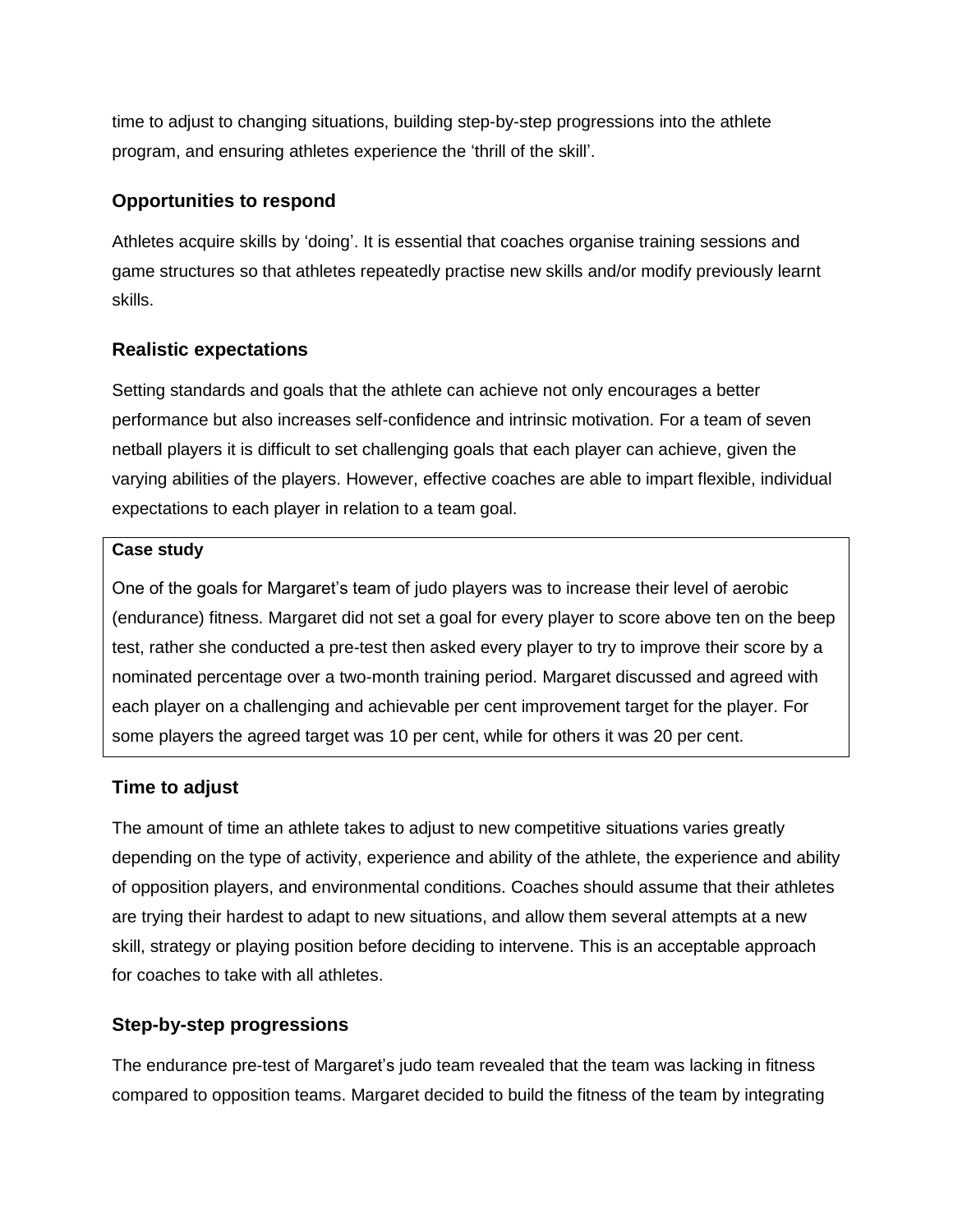time to adjust to changing situations, building step-by-step progressions into the athlete program, and ensuring athletes experience the 'thrill of the skill'.

### Opportunities to respond

Athletes acquire skills by 'doing'. It is essential that coaches organise training sessions and game structures so that athletes repeatedly practise new skills and/or modify previously learnt skills.

### Realistic expectations

Setting standards and goals that the athlete can achieve not only encourages a better performance but also increases self-confidence and intrinsic motivation. For a team of seven netball players it is difficult to set challenging goals that each player can achieve, given the varying abilities of the players. However, effective coaches are able to impart flexible, individual expectations to each player in relation to a team goal.

> **Case study**
>
> One of the goals for Margaret's team of judo players was to increase their level of aerobic (endurance) fitness. Margaret did not set a goal for every player to score above ten on the beep test, rather she conducted a pre-test then asked every player to try to improve their score by a nominated percentage over a two-month training period. Margaret discussed and agreed with each player on a challenging and achievable per cent improvement target for the player. For some players the agreed target was 10 per cent, while for others it was 20 per cent.

### Time to adjust

The amount of time an athlete takes to adjust to new competitive situations varies greatly depending on the type of activity, experience and ability of the athlete, the experience and ability of opposition players, and environmental conditions. Coaches should assume that their athletes are trying their hardest to adapt to new situations, and allow them several attempts at a new skill, strategy or playing position before deciding to intervene. This is an acceptable approach for coaches to take with all athletes.

### Step-by-step progressions

The endurance pre-test of Margaret's judo team revealed that the team was lacking in fitness compared to opposition teams. Margaret decided to build the fitness of the team by integrating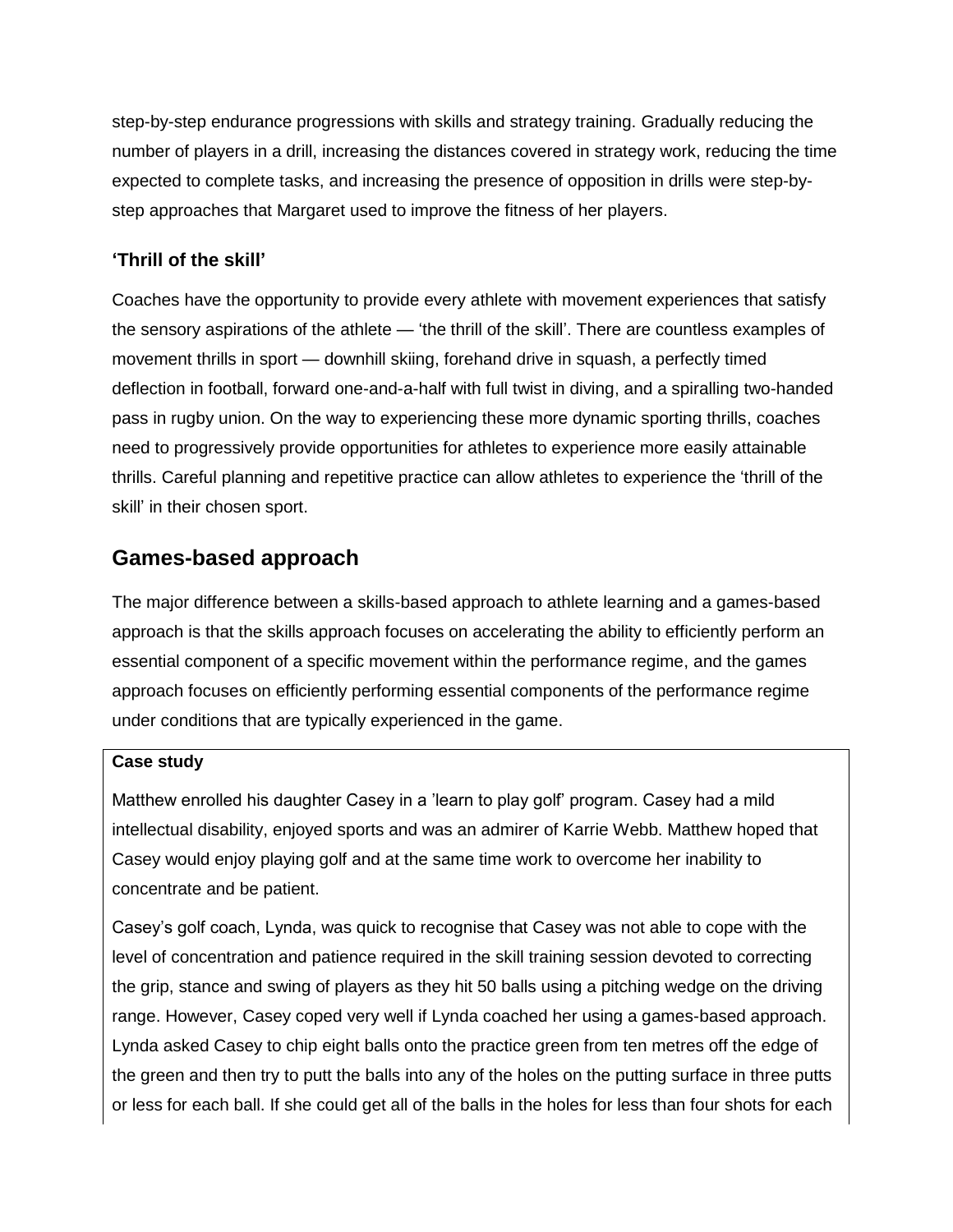step-by-step endurance progressions with skills and strategy training. Gradually reducing the number of players in a drill, increasing the distances covered in strategy work, reducing the time expected to complete tasks, and increasing the presence of opposition in drills were step-by-step approaches that Margaret used to improve the fitness of her players.

### 'Thrill of the skill'

Coaches have the opportunity to provide every athlete with movement experiences that satisfy the sensory aspirations of the athlete — 'the thrill of the skill'. There are countless examples of movement thrills in sport — downhill skiing, forehand drive in squash, a perfectly timed deflection in football, forward one-and-a-half with full twist in diving, and a spiralling two-handed pass in rugby union. On the way to experiencing these more dynamic sporting thrills, coaches need to progressively provide opportunities for athletes to experience more easily attainable thrills. Careful planning and repetitive practice can allow athletes to experience the 'thrill of the skill' in their chosen sport.

## Games-based approach

The major difference between a skills-based approach to athlete learning and a games-based approach is that the skills approach focuses on accelerating the ability to efficiently perform an essential component of a specific movement within the performance regime, and the games approach focuses on efficiently performing essential components of the performance regime under conditions that are typically experienced in the game.

**Case study**

Matthew enrolled his daughter Casey in a 'learn to play golf' program. Casey had a mild intellectual disability, enjoyed sports and was an admirer of Karrie Webb. Matthew hoped that Casey would enjoy playing golf and at the same time work to overcome her inability to concentrate and be patient.

Casey's golf coach, Lynda, was quick to recognise that Casey was not able to cope with the level of concentration and patience required in the skill training session devoted to correcting the grip, stance and swing of players as they hit 50 balls using a pitching wedge on the driving range. However, Casey coped very well if Lynda coached her using a games-based approach. Lynda asked Casey to chip eight balls onto the practice green from ten metres off the edge of the green and then try to putt the balls into any of the holes on the putting surface in three putts or less for each ball. If she could get all of the balls in the holes for less than four shots for each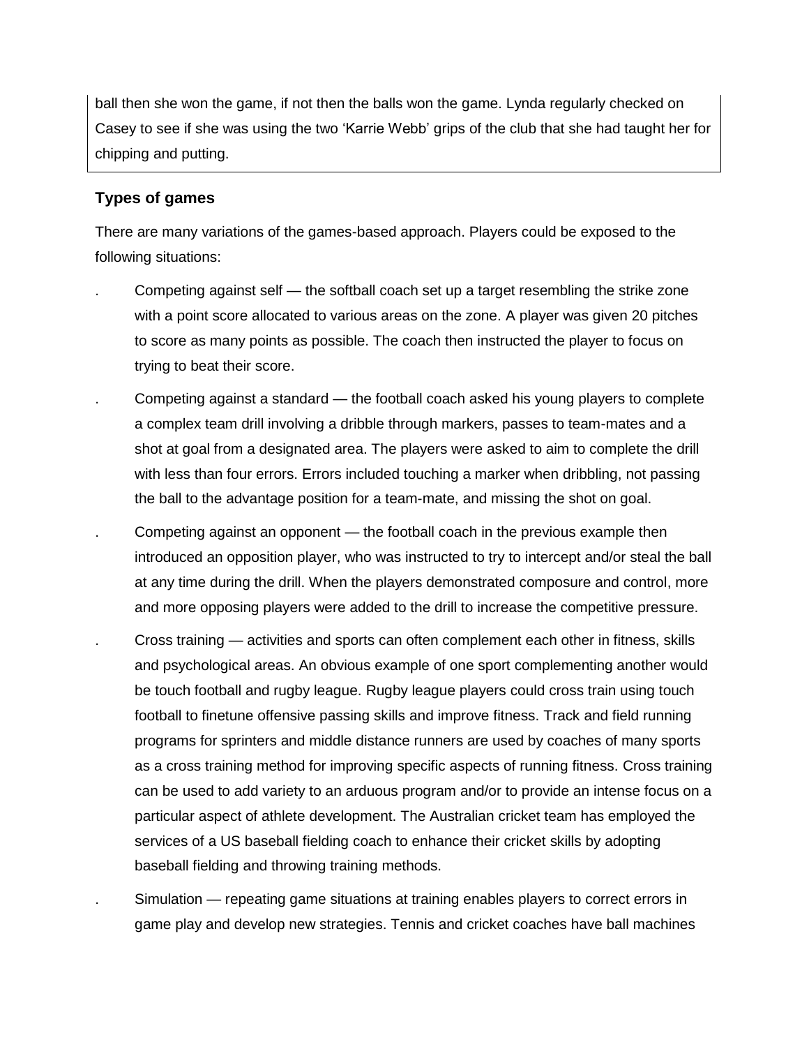ball then she won the game, if not then the balls won the game. Lynda regularly checked on Casey to see if she was using the two 'Karrie Webb' grips of the club that she had taught her for chipping and putting.

### Types of games

There are many variations of the games-based approach. Players could be exposed to the following situations:

- Competing against self — the softball coach set up a target resembling the strike zone with a point score allocated to various areas on the zone. A player was given 20 pitches to score as many points as possible. The coach then instructed the player to focus on trying to beat their score.
- Competing against a standard — the football coach asked his young players to complete a complex team drill involving a dribble through markers, passes to team-mates and a shot at goal from a designated area. The players were asked to aim to complete the drill with less than four errors. Errors included touching a marker when dribbling, not passing the ball to the advantage position for a team-mate, and missing the shot on goal.
- Competing against an opponent — the football coach in the previous example then introduced an opposition player, who was instructed to try to intercept and/or steal the ball at any time during the drill. When the players demonstrated composure and control, more and more opposing players were added to the drill to increase the competitive pressure.
- Cross training — activities and sports can often complement each other in fitness, skills and psychological areas. An obvious example of one sport complementing another would be touch football and rugby league. Rugby league players could cross train using touch football to finetune offensive passing skills and improve fitness. Track and field running programs for sprinters and middle distance runners are used by coaches of many sports as a cross training method for improving specific aspects of running fitness. Cross training can be used to add variety to an arduous program and/or to provide an intense focus on a particular aspect of athlete development. The Australian cricket team has employed the services of a US baseball fielding coach to enhance their cricket skills by adopting baseball fielding and throwing training methods.
- Simulation — repeating game situations at training enables players to correct errors in game play and develop new strategies. Tennis and cricket coaches have ball machines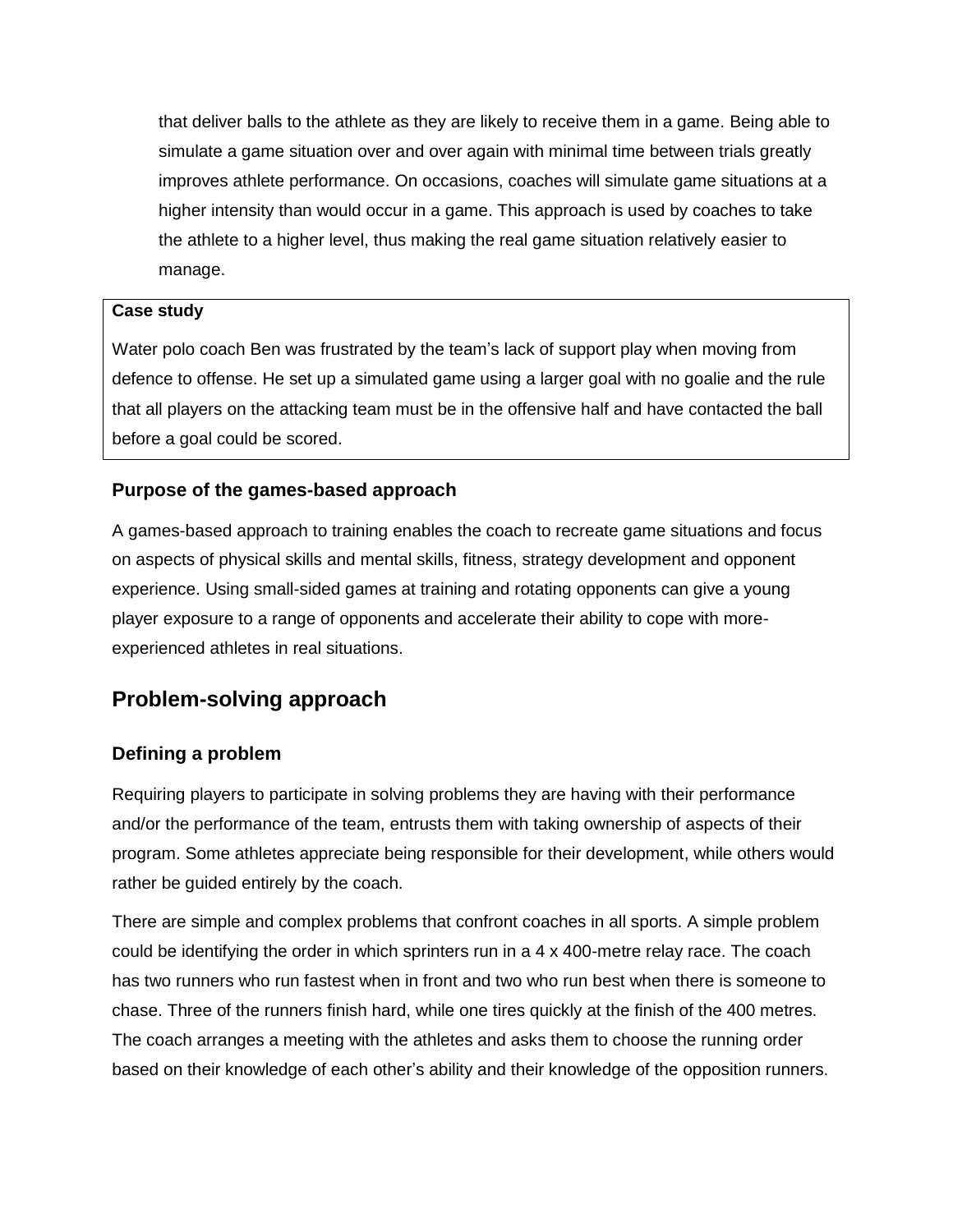that deliver balls to the athlete as they are likely to receive them in a game. Being able to simulate a game situation over and over again with minimal time between trials greatly improves athlete performance. On occasions, coaches will simulate game situations at a higher intensity than would occur in a game. This approach is used by coaches to take the athlete to a higher level, thus making the real game situation relatively easier to manage.

> **Case study**
>
> Water polo coach Ben was frustrated by the team's lack of support play when moving from defence to offense. He set up a simulated game using a larger goal with no goalie and the rule that all players on the attacking team must be in the offensive half and have contacted the ball before a goal could be scored.

### Purpose of the games-based approach

A games-based approach to training enables the coach to recreate game situations and focus on aspects of physical skills and mental skills, fitness, strategy development and opponent experience. Using small-sided games at training and rotating opponents can give a young player exposure to a range of opponents and accelerate their ability to cope with more-experienced athletes in real situations.

## Problem-solving approach

### Defining a problem

Requiring players to participate in solving problems they are having with their performance and/or the performance of the team, entrusts them with taking ownership of aspects of their program. Some athletes appreciate being responsible for their development, while others would rather be guided entirely by the coach.

There are simple and complex problems that confront coaches in all sports. A simple problem could be identifying the order in which sprinters run in a 4 x 400-metre relay race. The coach has two runners who run fastest when in front and two who run best when there is someone to chase. Three of the runners finish hard, while one tires quickly at the finish of the 400 metres. The coach arranges a meeting with the athletes and asks them to choose the running order based on their knowledge of each other's ability and their knowledge of the opposition runners.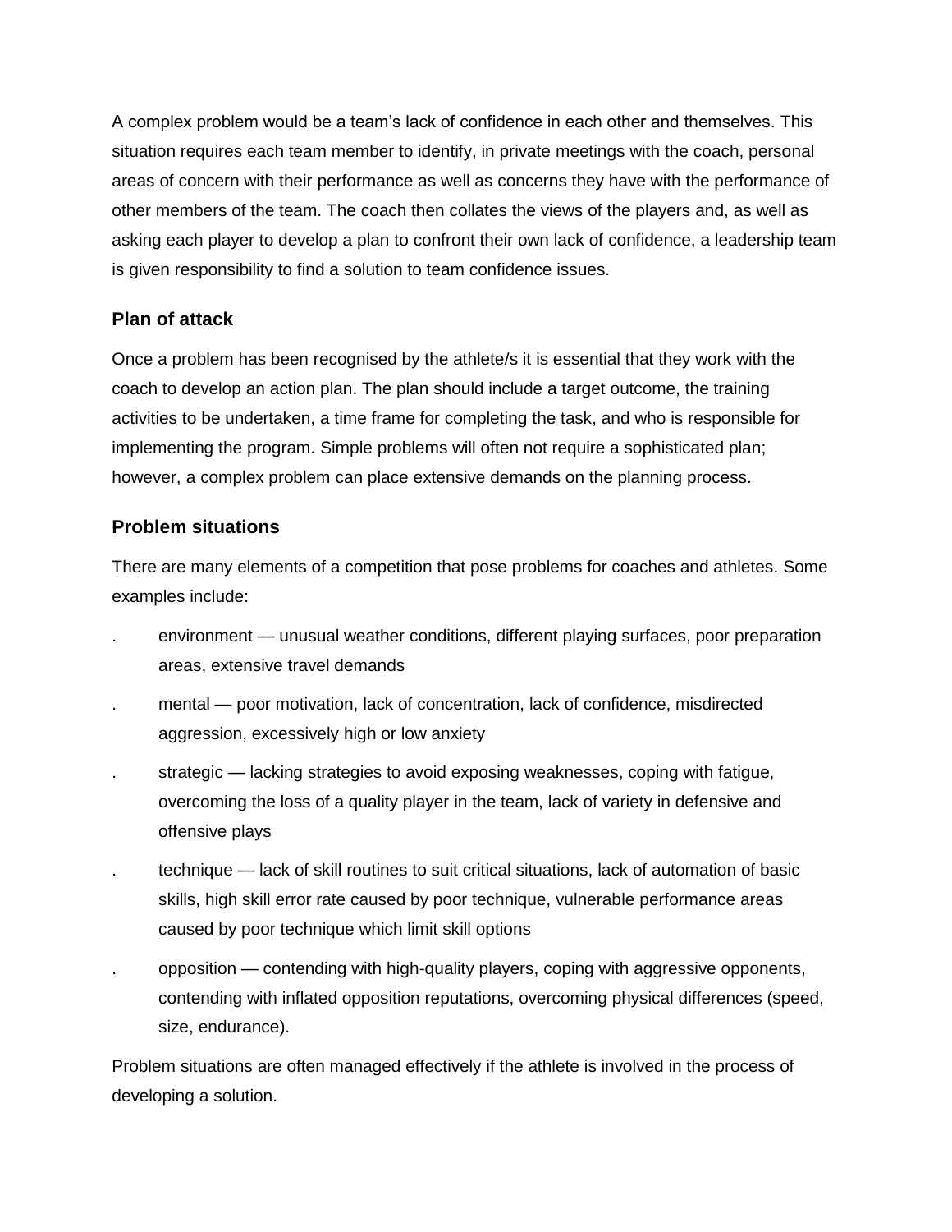A complex problem would be a team's lack of confidence in each other and themselves. This situation requires each team member to identify, in private meetings with the coach, personal areas of concern with their performance as well as concerns they have with the performance of other members of the team. The coach then collates the views of the players and, as well as asking each player to develop a plan to confront their own lack of confidence, a leadership team is given responsibility to find a solution to team confidence issues.

### Plan of attack

Once a problem has been recognised by the athlete/s it is essential that they work with the coach to develop an action plan. The plan should include a target outcome, the training activities to be undertaken, a time frame for completing the task, and who is responsible for implementing the program. Simple problems will often not require a sophisticated plan; however, a complex problem can place extensive demands on the planning process.

### Problem situations

There are many elements of a competition that pose problems for coaches and athletes. Some examples include:

- environment — unusual weather conditions, different playing surfaces, poor preparation areas, extensive travel demands
- mental — poor motivation, lack of concentration, lack of confidence, misdirected aggression, excessively high or low anxiety
- strategic — lacking strategies to avoid exposing weaknesses, coping with fatigue, overcoming the loss of a quality player in the team, lack of variety in defensive and offensive plays
- technique — lack of skill routines to suit critical situations, lack of automation of basic skills, high skill error rate caused by poor technique, vulnerable performance areas caused by poor technique which limit skill options
- opposition — contending with high-quality players, coping with aggressive opponents, contending with inflated opposition reputations, overcoming physical differences (speed, size, endurance).

Problem situations are often managed effectively if the athlete is involved in the process of developing a solution.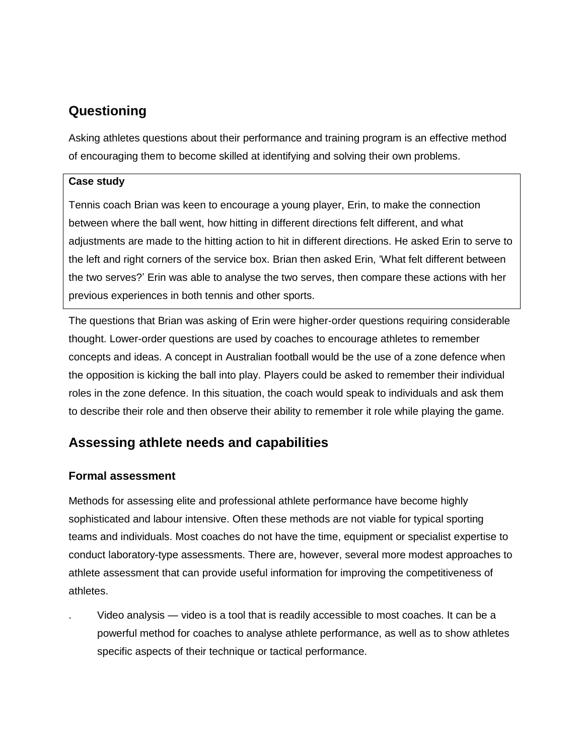## Questioning

Asking athletes questions about their performance and training program is an effective method of encouraging them to become skilled at identifying and solving their own problems.

> **Case study**
>
> Tennis coach Brian was keen to encourage a young player, Erin, to make the connection between where the ball went, how hitting in different directions felt different, and what adjustments are made to the hitting action to hit in different directions. He asked Erin to serve to the left and right corners of the service box. Brian then asked Erin, 'What felt different between the two serves?' Erin was able to analyse the two serves, then compare these actions with her previous experiences in both tennis and other sports.

The questions that Brian was asking of Erin were higher-order questions requiring considerable thought. Lower-order questions are used by coaches to encourage athletes to remember concepts and ideas. A concept in Australian football would be the use of a zone defence when the opposition is kicking the ball into play. Players could be asked to remember their individual roles in the zone defence. In this situation, the coach would speak to individuals and ask them to describe their role and then observe their ability to remember it role while playing the game.

## Assessing athlete needs and capabilities

### Formal assessment

Methods for assessing elite and professional athlete performance have become highly sophisticated and labour intensive. Often these methods are not viable for typical sporting teams and individuals. Most coaches do not have the time, equipment or specialist expertise to conduct laboratory-type assessments. There are, however, several more modest approaches to athlete assessment that can provide useful information for improving the competitiveness of athletes.

- Video analysis — video is a tool that is readily accessible to most coaches. It can be a powerful method for coaches to analyse athlete performance, as well as to show athletes specific aspects of their technique or tactical performance.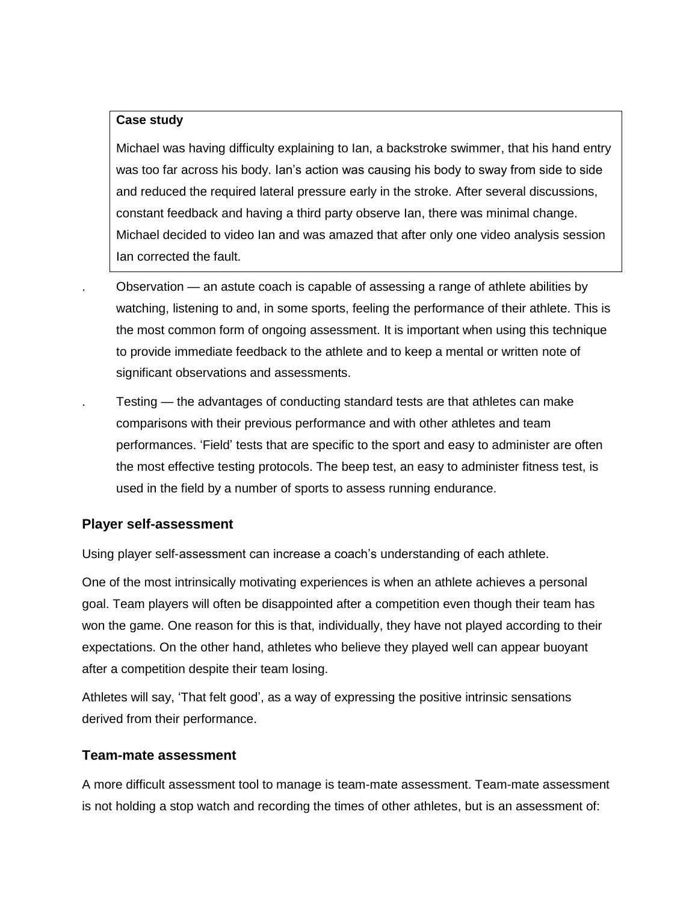> **Case study**
>
> Michael was having difficulty explaining to Ian, a backstroke swimmer, that his hand entry was too far across his body. Ian's action was causing his body to sway from side to side and reduced the required lateral pressure early in the stroke. After several discussions, constant feedback and having a third party observe Ian, there was minimal change. Michael decided to video Ian and was amazed that after only one video analysis session Ian corrected the fault.

- Observation — an astute coach is capable of assessing a range of athlete abilities by watching, listening to and, in some sports, feeling the performance of their athlete. This is the most common form of ongoing assessment. It is important when using this technique to provide immediate feedback to the athlete and to keep a mental or written note of significant observations and assessments.
- Testing — the advantages of conducting standard tests are that athletes can make comparisons with their previous performance and with other athletes and team performances. 'Field' tests that are specific to the sport and easy to administer are often the most effective testing protocols. The beep test, an easy to administer fitness test, is used in the field by a number of sports to assess running endurance.

### Player self-assessment

Using player self-assessment can increase a coach's understanding of each athlete.

One of the most intrinsically motivating experiences is when an athlete achieves a personal goal. Team players will often be disappointed after a competition even though their team has won the game. One reason for this is that, individually, they have not played according to their expectations. On the other hand, athletes who believe they played well can appear buoyant after a competition despite their team losing.

Athletes will say, 'That felt good', as a way of expressing the positive intrinsic sensations derived from their performance.

### Team-mate assessment

A more difficult assessment tool to manage is team-mate assessment. Team-mate assessment is not holding a stop watch and recording the times of other athletes, but is an assessment of: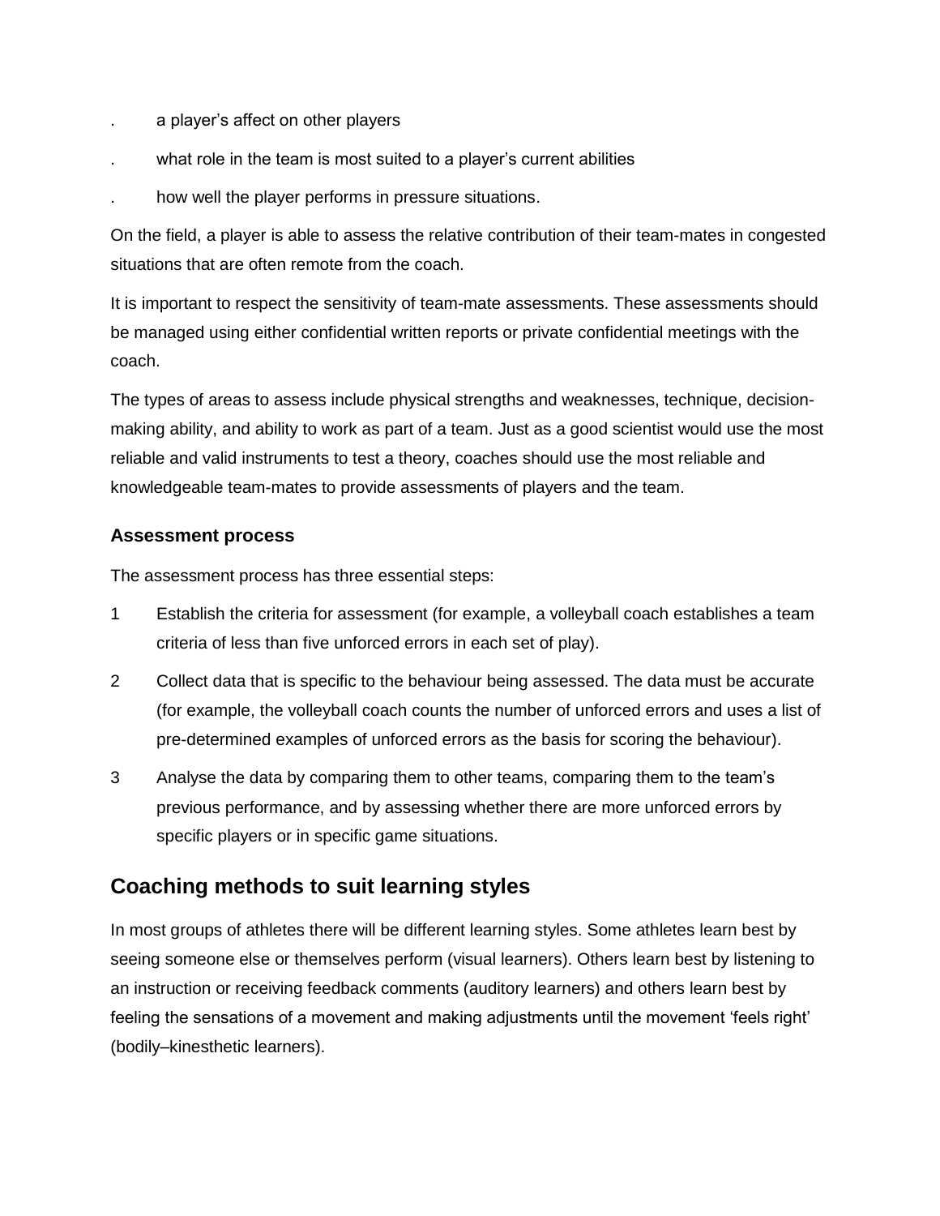- a player's affect on other players
- what role in the team is most suited to a player's current abilities
- how well the player performs in pressure situations.

On the field, a player is able to assess the relative contribution of their team-mates in congested situations that are often remote from the coach.

It is important to respect the sensitivity of team-mate assessments. These assessments should be managed using either confidential written reports or private confidential meetings with the coach.

The types of areas to assess include physical strengths and weaknesses, technique, decision-making ability, and ability to work as part of a team. Just as a good scientist would use the most reliable and valid instruments to test a theory, coaches should use the most reliable and knowledgeable team-mates to provide assessments of players and the team.

### Assessment process

The assessment process has three essential steps:

1. Establish the criteria for assessment (for example, a volleyball coach establishes a team criteria of less than five unforced errors in each set of play).
2. Collect data that is specific to the behaviour being assessed. The data must be accurate (for example, the volleyball coach counts the number of unforced errors and uses a list of pre-determined examples of unforced errors as the basis for scoring the behaviour).
3. Analyse the data by comparing them to other teams, comparing them to the team's previous performance, and by assessing whether there are more unforced errors by specific players or in specific game situations.

## Coaching methods to suit learning styles

In most groups of athletes there will be different learning styles. Some athletes learn best by seeing someone else or themselves perform (visual learners). Others learn best by listening to an instruction or receiving feedback comments (auditory learners) and others learn best by feeling the sensations of a movement and making adjustments until the movement 'feels right' (bodily–kinesthetic learners).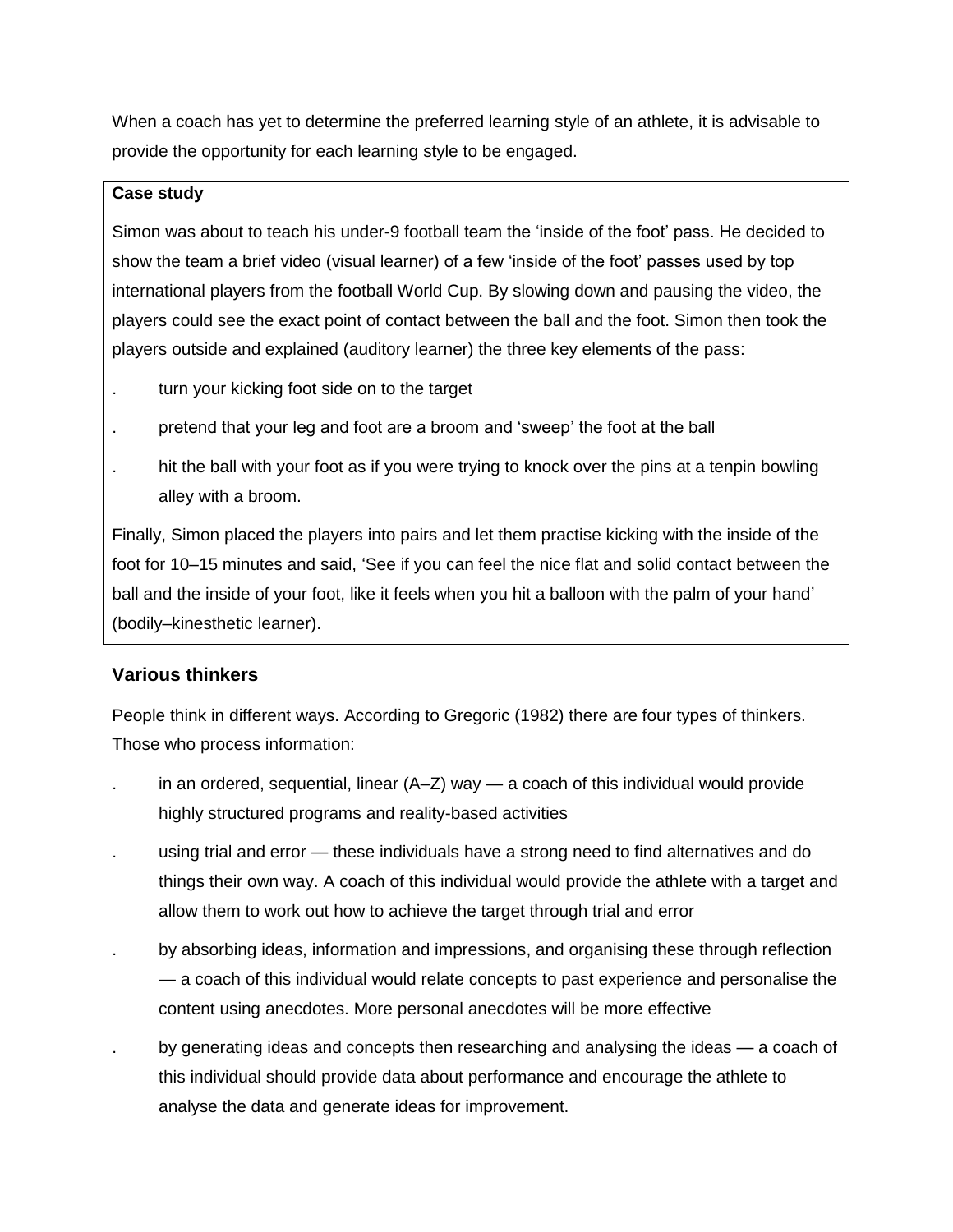When a coach has yet to determine the preferred learning style of an athlete, it is advisable to provide the opportunity for each learning style to be engaged.

**Case study**

Simon was about to teach his under-9 football team the 'inside of the foot' pass. He decided to show the team a brief video (visual learner) of a few 'inside of the foot' passes used by top international players from the football World Cup. By slowing down and pausing the video, the players could see the exact point of contact between the ball and the foot. Simon then took the players outside and explained (auditory learner) the three key elements of the pass:

- turn your kicking foot side on to the target
- pretend that your leg and foot are a broom and 'sweep' the foot at the ball
- hit the ball with your foot as if you were trying to knock over the pins at a tenpin bowling alley with a broom.

Finally, Simon placed the players into pairs and let them practise kicking with the inside of the foot for 10–15 minutes and said, 'See if you can feel the nice flat and solid contact between the ball and the inside of your foot, like it feels when you hit a balloon with the palm of your hand' (bodily–kinesthetic learner).

### Various thinkers

People think in different ways. According to Gregoric (1982) there are four types of thinkers. Those who process information:

- in an ordered, sequential, linear (A–Z) way — a coach of this individual would provide highly structured programs and reality-based activities
- using trial and error — these individuals have a strong need to find alternatives and do things their own way. A coach of this individual would provide the athlete with a target and allow them to work out how to achieve the target through trial and error
- by absorbing ideas, information and impressions, and organising these through reflection — a coach of this individual would relate concepts to past experience and personalise the content using anecdotes. More personal anecdotes will be more effective
- by generating ideas and concepts then researching and analysing the ideas — a coach of this individual should provide data about performance and encourage the athlete to analyse the data and generate ideas for improvement.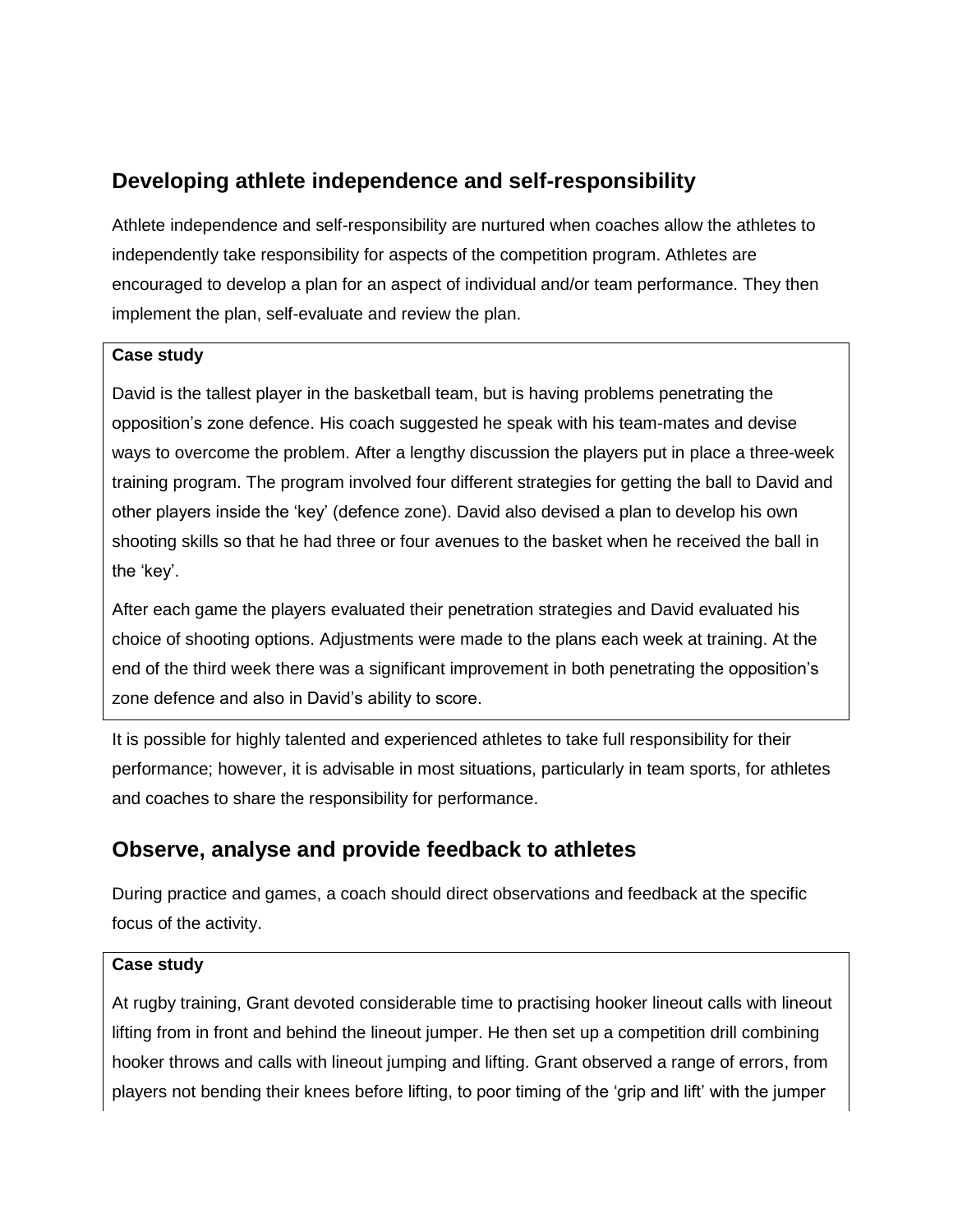## Developing athlete independence and self-responsibility

Athlete independence and self-responsibility are nurtured when coaches allow the athletes to independently take responsibility for aspects of the competition program. Athletes are encouraged to develop a plan for an aspect of individual and/or team performance. They then implement the plan, self-evaluate and review the plan.

> **Case study**
>
> David is the tallest player in the basketball team, but is having problems penetrating the opposition's zone defence. His coach suggested he speak with his team-mates and devise ways to overcome the problem. After a lengthy discussion the players put in place a three-week training program. The program involved four different strategies for getting the ball to David and other players inside the 'key' (defence zone). David also devised a plan to develop his own shooting skills so that he had three or four avenues to the basket when he received the ball in the 'key'.
>
> After each game the players evaluated their penetration strategies and David evaluated his choice of shooting options. Adjustments were made to the plans each week at training. At the end of the third week there was a significant improvement in both penetrating the opposition's zone defence and also in David's ability to score.

It is possible for highly talented and experienced athletes to take full responsibility for their performance; however, it is advisable in most situations, particularly in team sports, for athletes and coaches to share the responsibility for performance.

## Observe, analyse and provide feedback to athletes

During practice and games, a coach should direct observations and feedback at the specific focus of the activity.

> **Case study**
>
> At rugby training, Grant devoted considerable time to practising hooker lineout calls with lineout lifting from in front and behind the lineout jumper. He then set up a competition drill combining hooker throws and calls with lineout jumping and lifting. Grant observed a range of errors, from players not bending their knees before lifting, to poor timing of the 'grip and lift' with the jumper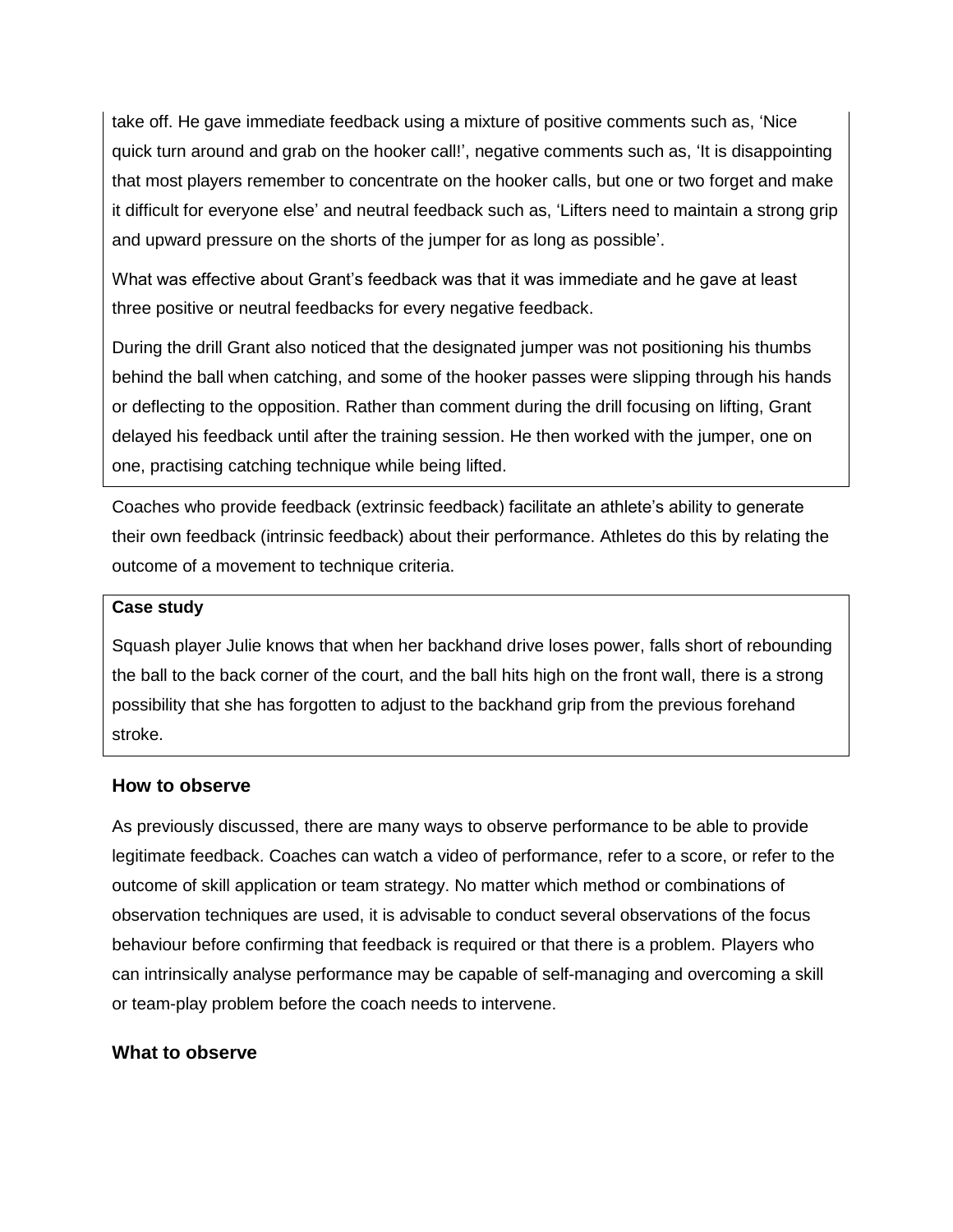take off. He gave immediate feedback using a mixture of positive comments such as, 'Nice quick turn around and grab on the hooker call!', negative comments such as, 'It is disappointing that most players remember to concentrate on the hooker calls, but one or two forget and make it difficult for everyone else' and neutral feedback such as, 'Lifters need to maintain a strong grip and upward pressure on the shorts of the jumper for as long as possible'.

What was effective about Grant's feedback was that it was immediate and he gave at least three positive or neutral feedbacks for every negative feedback.

During the drill Grant also noticed that the designated jumper was not positioning his thumbs behind the ball when catching, and some of the hooker passes were slipping through his hands or deflecting to the opposition. Rather than comment during the drill focusing on lifting, Grant delayed his feedback until after the training session. He then worked with the jumper, one on one, practising catching technique while being lifted.

Coaches who provide feedback (extrinsic feedback) facilitate an athlete's ability to generate their own feedback (intrinsic feedback) about their performance. Athletes do this by relating the outcome of a movement to technique criteria.

**Case study**

Squash player Julie knows that when her backhand drive loses power, falls short of rebounding the ball to the back corner of the court, and the ball hits high on the front wall, there is a strong possibility that she has forgotten to adjust to the backhand grip from the previous forehand stroke.

### How to observe

As previously discussed, there are many ways to observe performance to be able to provide legitimate feedback. Coaches can watch a video of performance, refer to a score, or refer to the outcome of skill application or team strategy. No matter which method or combinations of observation techniques are used, it is advisable to conduct several observations of the focus behaviour before confirming that feedback is required or that there is a problem. Players who can intrinsically analyse performance may be capable of self-managing and overcoming a skill or team-play problem before the coach needs to intervene.

### What to observe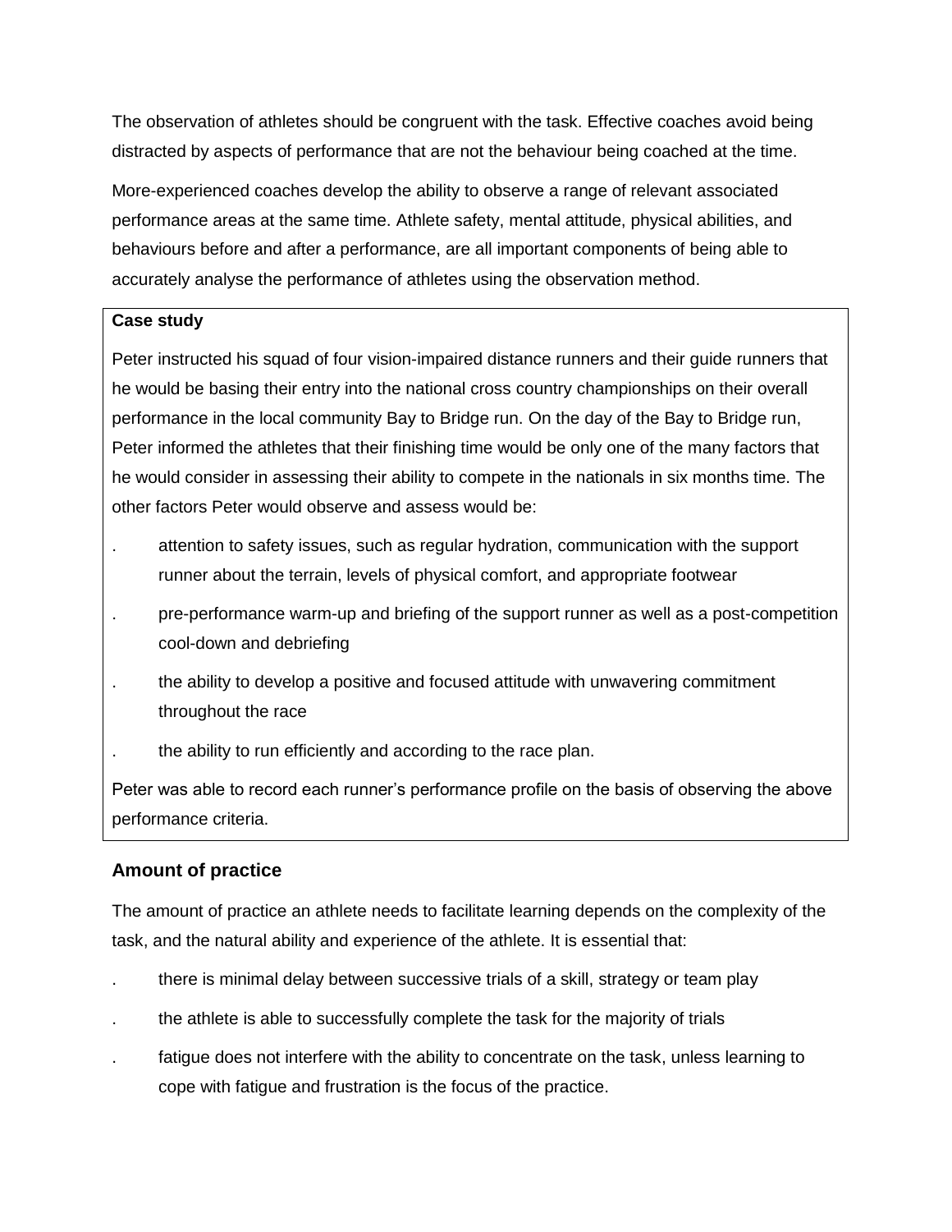The observation of athletes should be congruent with the task. Effective coaches avoid being distracted by aspects of performance that are not the behaviour being coached at the time.

More-experienced coaches develop the ability to observe a range of relevant associated performance areas at the same time. Athlete safety, mental attitude, physical abilities, and behaviours before and after a performance, are all important components of being able to accurately analyse the performance of athletes using the observation method.

**Case study**

Peter instructed his squad of four vision-impaired distance runners and their guide runners that he would be basing their entry into the national cross country championships on their overall performance in the local community Bay to Bridge run. On the day of the Bay to Bridge run, Peter informed the athletes that their finishing time would be only one of the many factors that he would consider in assessing their ability to compete in the nationals in six months time. The other factors Peter would observe and assess would be:

- attention to safety issues, such as regular hydration, communication with the support runner about the terrain, levels of physical comfort, and appropriate footwear
- pre-performance warm-up and briefing of the support runner as well as a post-competition cool-down and debriefing
- the ability to develop a positive and focused attitude with unwavering commitment throughout the race
- the ability to run efficiently and according to the race plan.

Peter was able to record each runner's performance profile on the basis of observing the above performance criteria.

### Amount of practice

The amount of practice an athlete needs to facilitate learning depends on the complexity of the task, and the natural ability and experience of the athlete. It is essential that:

- there is minimal delay between successive trials of a skill, strategy or team play
- the athlete is able to successfully complete the task for the majority of trials
- fatigue does not interfere with the ability to concentrate on the task, unless learning to cope with fatigue and frustration is the focus of the practice.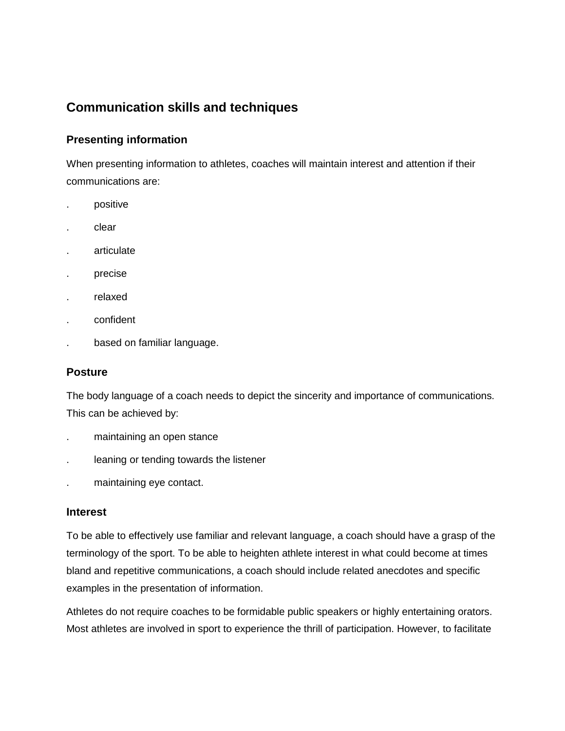## Communication skills and techniques

### Presenting information

When presenting information to athletes, coaches will maintain interest and attention if their communications are:

- positive
- clear
- articulate
- precise
- relaxed
- confident
- based on familiar language.

### Posture

The body language of a coach needs to depict the sincerity and importance of communications. This can be achieved by:

- maintaining an open stance
- leaning or tending towards the listener
- maintaining eye contact.

### Interest

To be able to effectively use familiar and relevant language, a coach should have a grasp of the terminology of the sport. To be able to heighten athlete interest in what could become at times bland and repetitive communications, a coach should include related anecdotes and specific examples in the presentation of information.

Athletes do not require coaches to be formidable public speakers or highly entertaining orators. Most athletes are involved in sport to experience the thrill of participation. However, to facilitate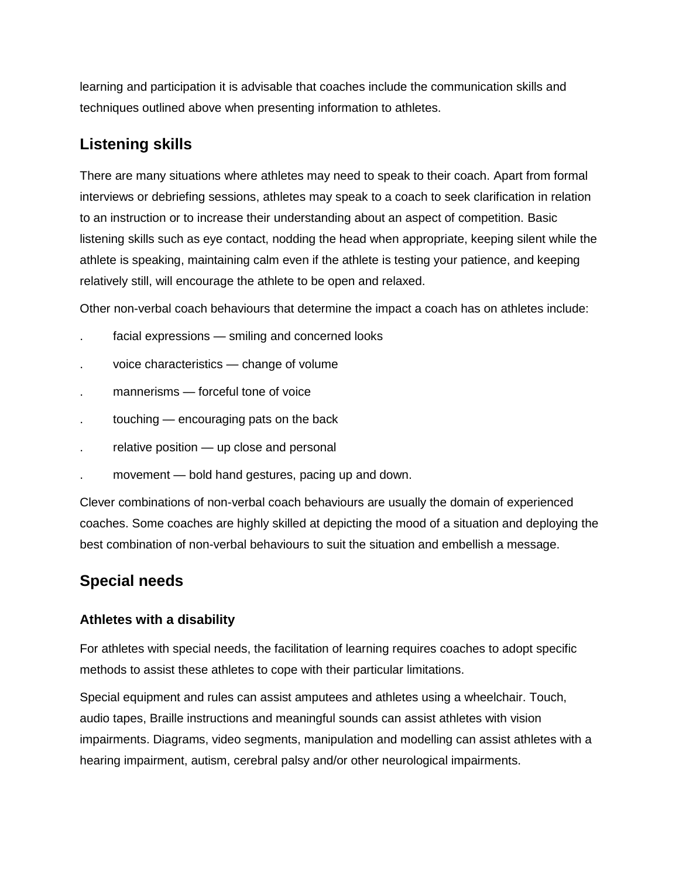learning and participation it is advisable that coaches include the communication skills and techniques outlined above when presenting information to athletes.

## Listening skills

There are many situations where athletes may need to speak to their coach. Apart from formal interviews or debriefing sessions, athletes may speak to a coach to seek clarification in relation to an instruction or to increase their understanding about an aspect of competition. Basic listening skills such as eye contact, nodding the head when appropriate, keeping silent while the athlete is speaking, maintaining calm even if the athlete is testing your patience, and keeping relatively still, will encourage the athlete to be open and relaxed.

Other non-verbal coach behaviours that determine the impact a coach has on athletes include:

- facial expressions — smiling and concerned looks
- voice characteristics — change of volume
- mannerisms — forceful tone of voice
- touching — encouraging pats on the back
- relative position — up close and personal
- movement — bold hand gestures, pacing up and down.

Clever combinations of non-verbal coach behaviours are usually the domain of experienced coaches. Some coaches are highly skilled at depicting the mood of a situation and deploying the best combination of non-verbal behaviours to suit the situation and embellish a message.

## Special needs

### Athletes with a disability

For athletes with special needs, the facilitation of learning requires coaches to adopt specific methods to assist these athletes to cope with their particular limitations.

Special equipment and rules can assist amputees and athletes using a wheelchair. Touch, audio tapes, Braille instructions and meaningful sounds can assist athletes with vision impairments. Diagrams, video segments, manipulation and modelling can assist athletes with a hearing impairment, autism, cerebral palsy and/or other neurological impairments.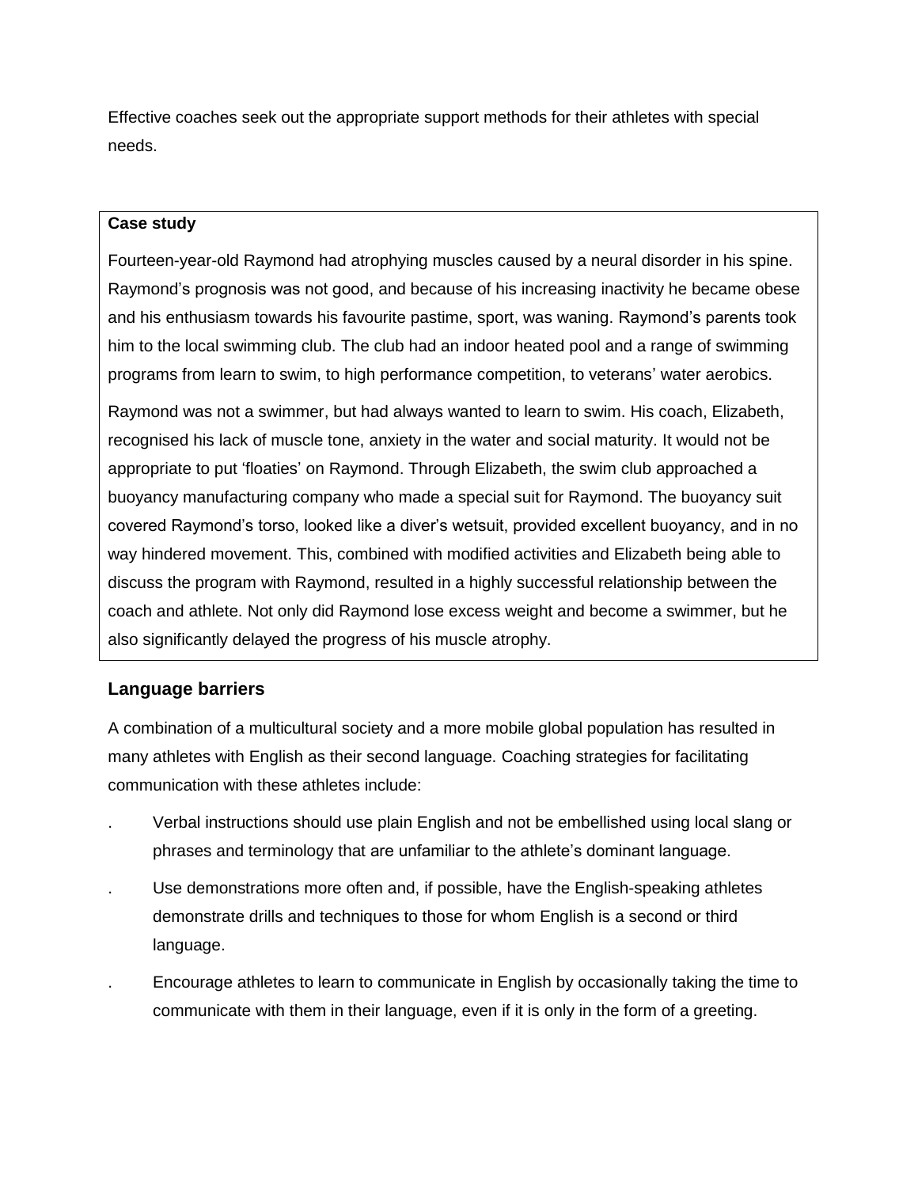Effective coaches seek out the appropriate support methods for their athletes with special needs.

> **Case study**
>
> Fourteen-year-old Raymond had atrophying muscles caused by a neural disorder in his spine. Raymond's prognosis was not good, and because of his increasing inactivity he became obese and his enthusiasm towards his favourite pastime, sport, was waning. Raymond's parents took him to the local swimming club. The club had an indoor heated pool and a range of swimming programs from learn to swim, to high performance competition, to veterans' water aerobics.
>
> Raymond was not a swimmer, but had always wanted to learn to swim. His coach, Elizabeth, recognised his lack of muscle tone, anxiety in the water and social maturity. It would not be appropriate to put 'floaties' on Raymond. Through Elizabeth, the swim club approached a buoyancy manufacturing company who made a special suit for Raymond. The buoyancy suit covered Raymond's torso, looked like a diver's wetsuit, provided excellent buoyancy, and in no way hindered movement. This, combined with modified activities and Elizabeth being able to discuss the program with Raymond, resulted in a highly successful relationship between the coach and athlete. Not only did Raymond lose excess weight and become a swimmer, but he also significantly delayed the progress of his muscle atrophy.

## Language barriers

A combination of a multicultural society and a more mobile global population has resulted in many athletes with English as their second language. Coaching strategies for facilitating communication with these athletes include:

- Verbal instructions should use plain English and not be embellished using local slang or phrases and terminology that are unfamiliar to the athlete's dominant language.
- Use demonstrations more often and, if possible, have the English-speaking athletes demonstrate drills and techniques to those for whom English is a second or third language.
- Encourage athletes to learn to communicate in English by occasionally taking the time to communicate with them in their language, even if it is only in the form of a greeting.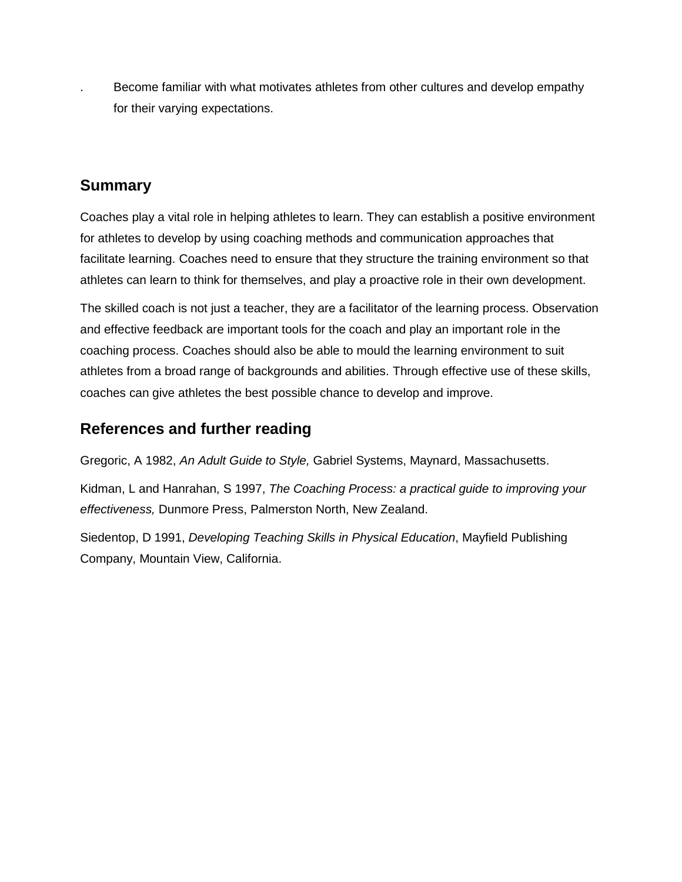- Become familiar with what motivates athletes from other cultures and develop empathy for their varying expectations.

## Summary

Coaches play a vital role in helping athletes to learn. They can establish a positive environment for athletes to develop by using coaching methods and communication approaches that facilitate learning. Coaches need to ensure that they structure the training environment so that athletes can learn to think for themselves, and play a proactive role in their own development.

The skilled coach is not just a teacher, they are a facilitator of the learning process. Observation and effective feedback are important tools for the coach and play an important role in the coaching process. Coaches should also be able to mould the learning environment to suit athletes from a broad range of backgrounds and abilities. Through effective use of these skills, coaches can give athletes the best possible chance to develop and improve.

## References and further reading

Gregoric, A 1982, *An Adult Guide to Style,* Gabriel Systems, Maynard, Massachusetts.

Kidman, L and Hanrahan, S 1997, *The Coaching Process: a practical guide to improving your effectiveness,* Dunmore Press, Palmerston North, New Zealand.

Siedentop, D 1991, *Developing Teaching Skills in Physical Education*, Mayfield Publishing Company, Mountain View, California.